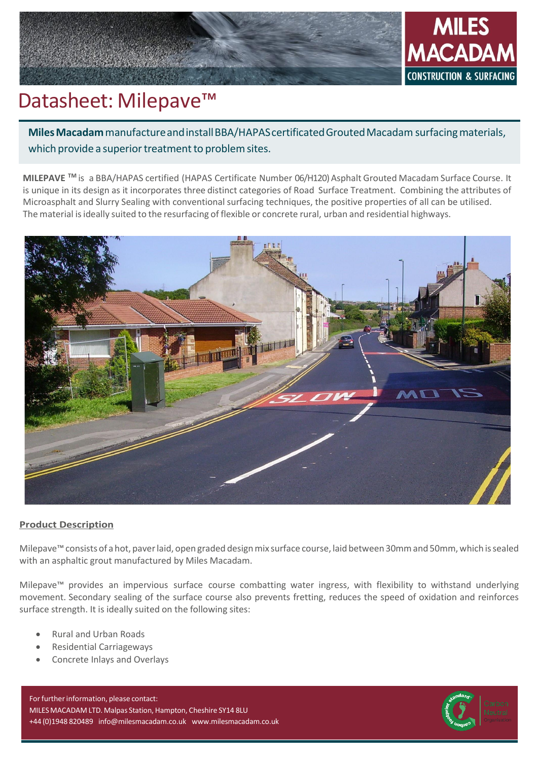# Datasheet: Milepave™

**Miles Macadam** manufacture and install BBA/HAPAS certificated Grouted Macadam surfacing materials, which provide a superior treatment to problem sites.

**MILEPAVE ™** is a BBA/HAPAS certified (HAPAS Certificate Number 06/H120) Asphalt Grouted Macadam Surface Course. It is unique in its design as it incorporates three distinct categories of Road Surface Treatment. Combining the attributes of Microasphalt and Slurry Sealing with conventional surfacing techniques, the positive properties of all can be utilised. The material is ideally suited to the resurfacing of flexible or concrete rural, urban and residential highways.

## Product Description

Milepave™ consists of a hot, paver laid, open graded design mix surface course, laid between 30mm and 50mm, which is sealed with an asphaltic grout manufactured by Miles Macadam.

Milepave™ provides an impervious surface course combatting water ingress, with flexibility to withstand underlying movement. Secondary sealing of the surface course also prevents fretting, reduces the speed of oxidation and reinforces surface strength. It is ideally suited on the following sites:

- Rural and Urban Roads
- Residential Carriageways
- Concrete Inlays and Overlays

For further information, please contact:
MILES MACADAM LTD. Malpas Station, Hampton, Cheshire SY14 8LU
+44 (0)1948 820489 info@milesmacadam.co.uk www.milesmacadam.co.uk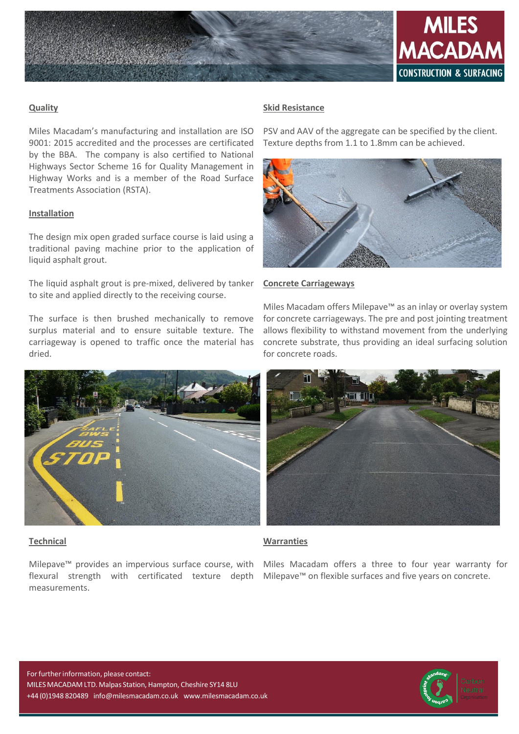## Quality

Miles Macadam's manufacturing and installation are ISO 9001: 2015 accredited and the processes are certificated by the BBA. The company is also certified to National Highways Sector Scheme 16 for Quality Management in Highway Works and is a member of the Road Surface Treatments Association (RSTA).

## Installation

The design mix open graded surface course is laid using a traditional paving machine prior to the application of liquid asphalt grout.

The liquid asphalt grout is pre-mixed, delivered by tanker to site and applied directly to the receiving course.

The surface is then brushed mechanically to remove surplus material and to ensure suitable texture. The carriageway is opened to traffic once the material has dried.

## Skid Resistance

PSV and AAV of the aggregate can be specified by the client. Texture depths from 1.1 to 1.8mm can be achieved.

## Concrete Carriageways

Miles Macadam offers Milepave™ as an inlay or overlay system for concrete carriageways. The pre and post jointing treatment allows flexibility to withstand movement from the underlying concrete substrate, thus providing an ideal surfacing solution for concrete roads.

## Technical

Milepave™ provides an impervious surface course, with flexural strength with certificated texture depth measurements.

## Warranties

Miles Macadam offers a three to four year warranty for Milepave™ on flexible surfaces and five years on concrete.

For further information, please contact:
MILES MACADAM LTD. Malpas Station, Hampton, Cheshire SY14 8LU
+44 (0)1948 820489 info@milesmacadam.co.uk www.milesmacadam.co.uk